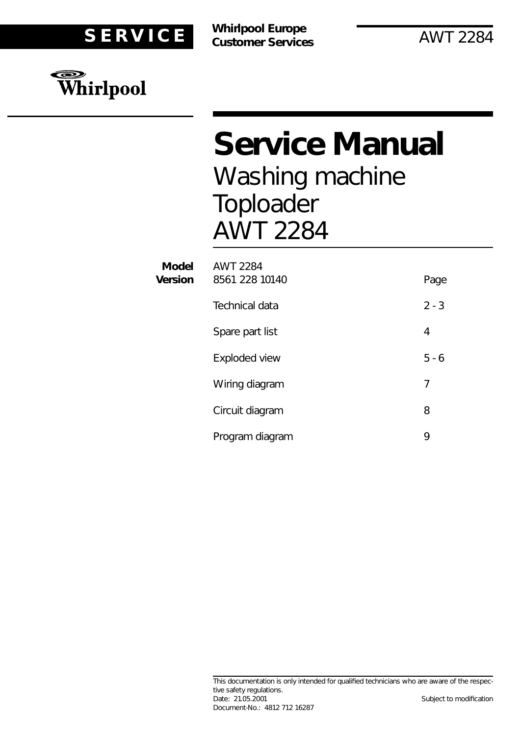**SERVICE**

**Whirlpool Europe**
**Customer Services**

AWT 2284

Whirlpool

# Service Manual

## Washing machine
## Toploader
## AWT 2284

| | | |
|---|---|---|
| **Model** | AWT 2284 | |
| **Version** | 8561 228 10140 | Page |
| | Technical data | 2 - 3 |
| | Spare part list | 4 |
| | Exploded view | 5 - 6 |
| | Wiring diagram | 7 |
| | Circuit diagram | 8 |
| | Program diagram | 9 |

This documentation is only intended for qualified technicians who are aware of the respective safety regulations.

Date: 21.05.2001

Subject to modification

Document-No.: 4812 712 16287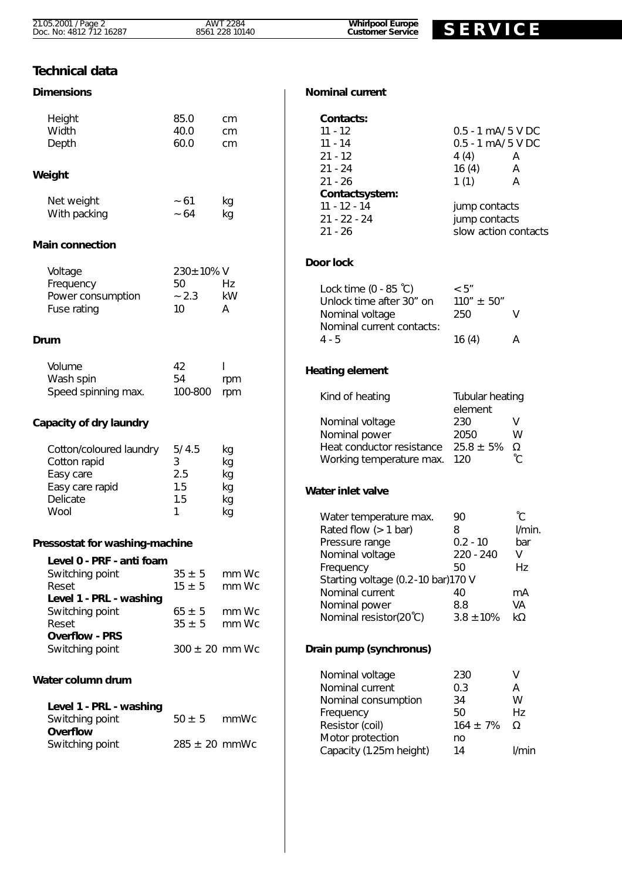# Technical data

## Dimensions

| | | |
|---|---|---|
| Height | 85.0 | cm |
| Width | 40.0 | cm |
| Depth | 60.0 | cm |

## Weight

| | | |
|---|---|---|
| Net weight | ~ 61 | kg |
| With packing | ~ 64 | kg |

## Main connection

| | | |
|---|---|---|
| Voltage | 230± 10% | V |
| Frequency | 50 | Hz |
| Power consumption | ~ 2.3 | kW |
| Fuse rating | 10 | A |

## Drum

| | | |
|---|---|---|
| Volume | 42 | l |
| Wash spin | 54 | rpm |
| Speed spinning max. | 100-800 | rpm |

## Capacity of dry laundry

| | | |
|---|---|---|
| Cotton/coloured laundry | 5/4.5 | kg |
| Cotton rapid | 3 | kg |
| Easy care | 2.5 | kg |
| Easy care rapid | 1.5 | kg |
| Delicate | 1.5 | kg |
| Wool | 1 | kg |

## Pressostat for washing-machine

| | | |
|---|---|---|
| **Level 0 - PRF - anti foam** | | |
| Switching point | 35 ± 5 | mm Wc |
| Reset | 15 ± 5 | mm Wc |
| **Level 1 - PRL - washing** | | |
| Switching point | 65 ± 5 | mm Wc |
| Reset | 35 ± 5 | mm Wc |
| **Overflow - PRS** | | |
| Switching point | 300 ± 20 | mm Wc |

## Water column drum

| | | |
|---|---|---|
| **Level 1 - PRL - washing** | | |
| Switching point | 50 ± 5 | mmWc |
| **Overflow** | | |
| Switching point | 285 ± 20 | mmWc |

## Nominal current

| | | |
|---|---|---|
| **Contacts:** | | |
| 11 - 12 | 0.5 - 1 mA/ 5 V DC | |
| 11 - 14 | 0.5 - 1 mA/ 5 V DC | |
| 21 - 12 | 4 (4) | A |
| 21 - 24 | 16 (4) | A |
| 21 - 26 | 1 (1) | A |
| **Contactsystem:** | | |
| 11 - 12 - 14 | jump contacts | |
| 21 - 22 - 24 | jump contacts | |
| 21 - 26 | slow action contacts | |

## Door lock

| | | |
|---|---|---|
| Lock time (0 - 85 °C) | < 5" | |
| Unlock time after 30" on | 110" ± 50" | |
| Nominal voltage | 250 | V |
| Nominal current contacts: | | |
| 4 - 5 | 16 (4) | A |

## Heating element

| | | |
|---|---|---|
| Kind of heating | Tubular heating element | |
| Nominal voltage | 230 | V |
| Nominal power | 2050 | W |
| Heat conductor resistance | 25.8 ± 5% | Ω |
| Working temperature max. | 120 | °C |

## Water inlet valve

| | | |
|---|---|---|
| Water temperature max. | 90 | °C |
| Rated flow (> 1 bar) | 8 | l/min. |
| Pressure range | 0.2 - 10 | bar |
| Nominal voltage | 220 - 240 | V |
| Frequency | 50 | Hz |
| Starting voltage (0.2-10 bar) | 170 | V |
| Nominal current | 40 | mA |
| Nominal power | 8.8 | VA |
| Nominal resistor(20°C) | 3.8 ± 10% | kΩ |

## Drain pump (synchronus)

| | | |
|---|---|---|
| Nominal voltage | 230 | V |
| Nominal current | 0.3 | A |
| Nominal consumption | 34 | W |
| Frequency | 50 | Hz |
| Resistor (coil) | 164 ± 7% | Ω |
| Motor protection | no | |
| Capacity (1.25m height) | 14 | l/min |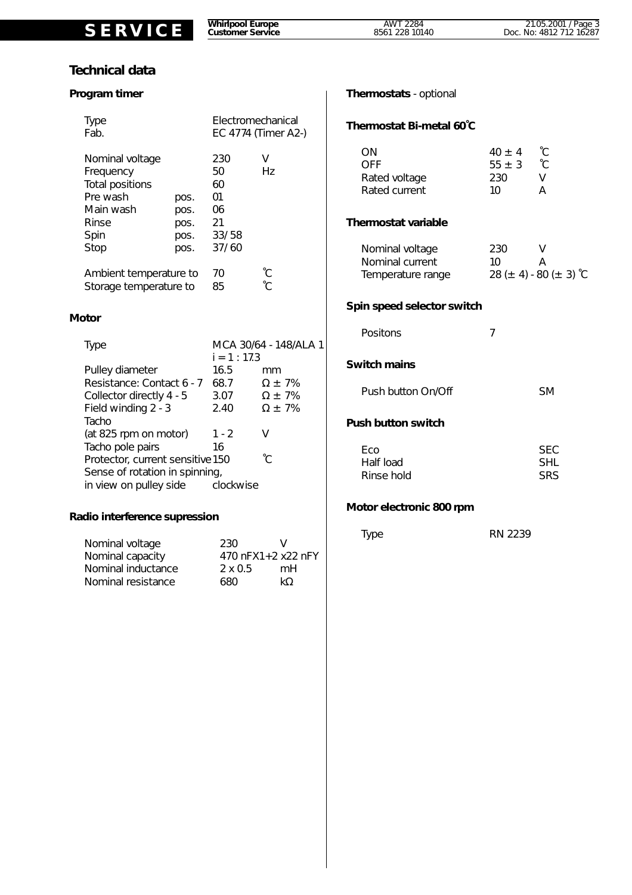## Technical data

### Program timer

| | | | |
|---|---|---|---|
| Type | | Electromechanical | |
| Fab. | | EC 4774 (Timer A2-) | |
| Nominal voltage | | 230 | V |
| Frequency | | 50 | Hz |
| Total positions | | 60 | |
| Pre wash | pos. | 01 | |
| Main wash | pos. | 06 | |
| Rinse | pos. | 21 | |
| Spin | pos. | 33/58 | |
| Stop | pos. | 37/60 | |
| Ambient temperature to | | 70 | °C |
| Storage temperature to | | 85 | °C |

### Motor

| | | |
|---|---|---|
| Type | MCA 30/64 - 148/ALA 1 | |
| | i = 1 : 17.3 | |
| Pulley diameter | 16.5 | mm |
| Resistance: Contact 6 - 7 | 68.7 | Ω ± 7% |
| Collector directly 4 - 5 | 3.07 | Ω ± 7% |
| Field winding 2 - 3 | 2.40 | Ω ± 7% |
| Tacho (at 825 rpm on motor) | 1 - 2 | V |
| Tacho pole pairs | 16 | |
| Protector, current sensitive | 150 | °C |
| Sense of rotation in spinning, in view on pulley side | clockwise | |

### Radio interference supression

| | | |
|---|---|---|
| Nominal voltage | 230 | V |
| Nominal capacity | 470 nFX1+2 x22 nFY | |
| Nominal inductance | 2 x 0.5 | mH |
| Nominal resistance | 680 | kΩ |

### Thermostats - optional

### Thermostat Bi-metal 60°C

| | | |
|---|---|---|
| ON | 40 ± 4 | °C |
| OFF | 55 ± 3 | °C |
| Rated voltage | 230 | V |
| Rated current | 10 | A |

### Thermostat variable

| | | |
|---|---|---|
| Nominal voltage | 230 | V |
| Nominal current | 10 | A |
| Temperature range | 28 (± 4) - 80 (± 3) °C | |

### Spin speed selector switch

| | |
|---|---|
| Positons | 7 |

### Switch mains

| | |
|---|---|
| Push button On/Off | SM |

### Push button switch

| | |
|---|---|
| Eco | SEC |
| Half load | SHL |
| Rinse hold | SRS |

### Motor electronic 800 rpm

| | |
|---|---|
| Type | RN 2239 |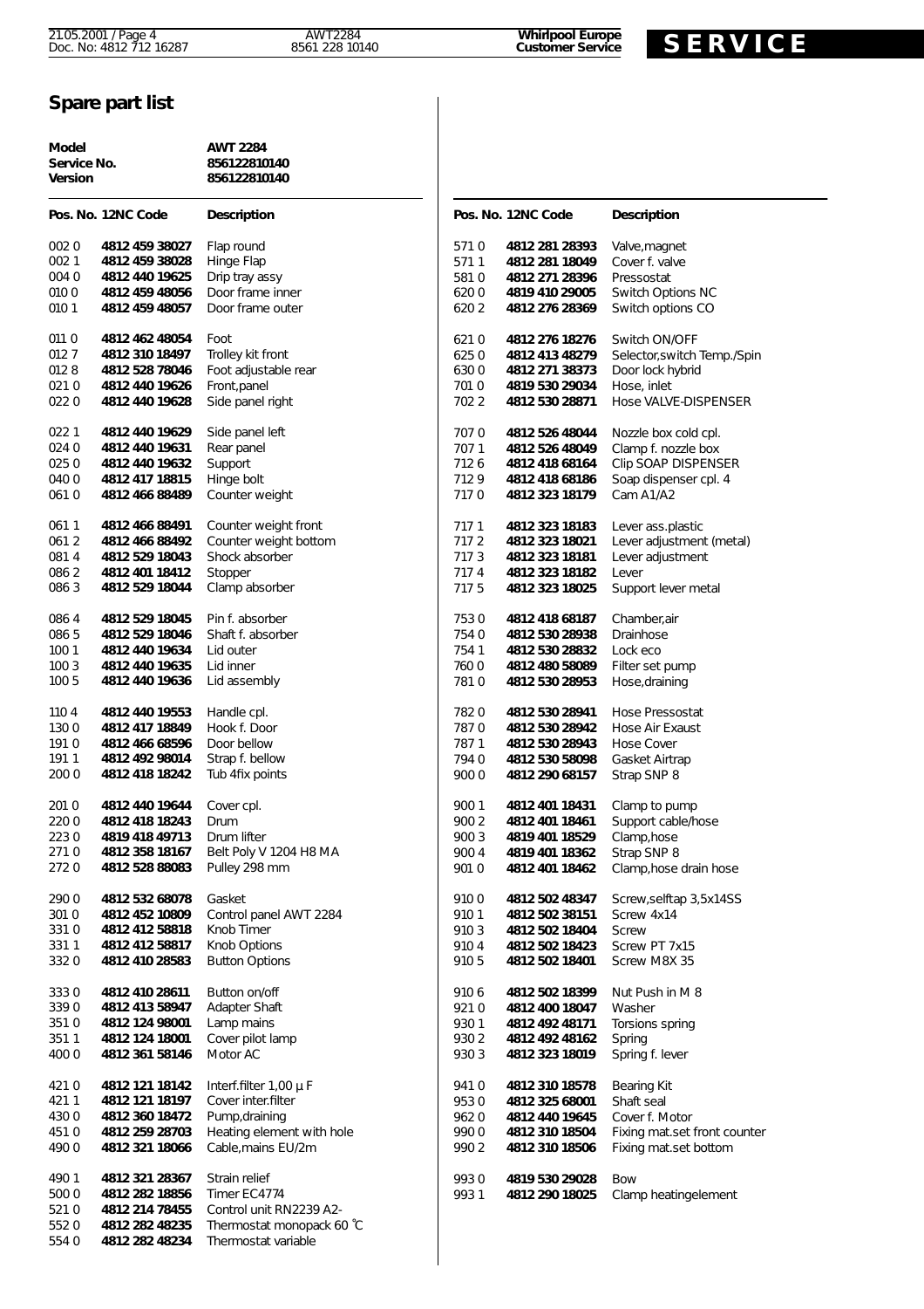## Spare part list

**Model** AWT 2284
**Service No.** 856122810140
**Version** 856122810140

| Pos. No. | 12NC Code | Description |
|---|---|---|
| 002 0 | **4812 459 38027** | Flap round |
| 002 1 | **4812 459 38028** | Hinge Flap |
| 004 0 | **4812 440 19625** | Drip tray assy |
| 010 0 | **4812 459 48056** | Door frame inner |
| 010 1 | **4812 459 48057** | Door frame outer |
| 011 0 | **4812 462 48054** | Foot |
| 012 7 | **4812 310 18497** | Trolley kit front |
| 012 8 | **4812 528 78046** | Foot adjustable rear |
| 021 0 | **4812 440 19626** | Front,panel |
| 022 0 | **4812 440 19628** | Side panel right |
| 022 1 | **4812 440 19629** | Side panel left |
| 024 0 | **4812 440 19631** | Rear panel |
| 025 0 | **4812 440 19632** | Support |
| 040 0 | **4812 417 18815** | Hinge bolt |
| 061 0 | **4812 466 88489** | Counter weight |
| 061 1 | **4812 466 88491** | Counter weight front |
| 061 2 | **4812 466 88492** | Counter weight bottom |
| 081 4 | **4812 529 18043** | Shock absorber |
| 086 2 | **4812 401 18412** | Stopper |
| 086 3 | **4812 529 18044** | Clamp absorber |
| 086 4 | **4812 529 18045** | Pin f. absorber |
| 086 5 | **4812 529 18046** | Shaft f. absorber |
| 100 1 | **4812 440 19634** | Lid outer |
| 100 3 | **4812 440 19635** | Lid inner |
| 100 5 | **4812 440 19636** | Lid assembly |
| 110 4 | **4812 440 19553** | Handle cpl. |
| 130 0 | **4812 417 18849** | Hook f. Door |
| 191 0 | **4812 466 68596** | Door bellow |
| 191 1 | **4812 492 98014** | Strap f. bellow |
| 200 0 | **4812 418 18242** | Tub 4fix points |
| 201 0 | **4812 440 19644** | Cover cpl. |
| 220 0 | **4812 418 18243** | Drum |
| 223 0 | **4819 418 49713** | Drum lifter |
| 271 0 | **4812 358 18167** | Belt Poly V 1204 H8 MA |
| 272 0 | **4812 528 88083** | Pulley 298 mm |
| 290 0 | **4812 532 68078** | Gasket |
| 301 0 | **4812 452 10809** | Control panel AWT 2284 |
| 331 0 | **4812 412 58818** | Knob Timer |
| 331 1 | **4812 412 58817** | Knob Options |
| 332 0 | **4812 410 28583** | Button Options |
| 333 0 | **4812 410 28611** | Button on/off |
| 339 0 | **4812 413 58947** | Adapter Shaft |
| 351 0 | **4812 124 98001** | Lamp mains |
| 351 1 | **4812 124 18001** | Cover pilot lamp |
| 400 0 | **4812 361 58146** | Motor AC |
| 421 0 | **4812 121 18142** | Interf.filter 1,00 µF |
| 421 1 | **4812 121 18197** | Cover inter.filter |
| 430 0 | **4812 360 18472** | Pump,draining |
| 451 0 | **4812 259 28703** | Heating element with hole |
| 490 0 | **4812 321 18066** | Cable,mains EU/2m |
| 490 1 | **4812 321 28367** | Strain relief |
| 500 0 | **4812 282 18856** | Timer EC4774 |
| 521 0 | **4812 214 78455** | Control unit RN2239 A2- |
| 552 0 | **4812 282 48235** | Thermostat monopack 60 °C |
| 554 0 | **4812 282 48234** | Thermostat variable |
| 571 0 | **4812 281 28393** | Valve,magnet |
| 571 1 | **4812 281 18049** | Cover f. valve |
| 581 0 | **4812 271 28396** | Pressostat |
| 620 0 | **4819 410 29005** | Switch Options NC |
| 620 2 | **4812 276 28369** | Switch options CO |
| 621 0 | **4812 276 18276** | Switch ON/OFF |
| 625 0 | **4812 413 48279** | Selector,switch Temp./Spin |
| 630 0 | **4812 271 38373** | Door lock hybrid |
| 701 0 | **4819 530 29034** | Hose, inlet |
| 702 2 | **4812 530 28871** | Hose VALVE-DISPENSER |
| 707 0 | **4812 526 48044** | Nozzle box cold cpl. |
| 707 1 | **4812 526 48049** | Clamp f. nozzle box |
| 712 6 | **4812 418 68164** | Clip SOAP DISPENSER |
| 712 9 | **4812 418 68186** | Soap dispenser cpl. 4 |
| 717 0 | **4812 323 18179** | Cam A1/A2 |
| 717 1 | **4812 323 18183** | Lever ass.plastic |
| 717 2 | **4812 323 18021** | Lever adjustment (metal) |
| 717 3 | **4812 323 18181** | Lever adjustment |
| 717 4 | **4812 323 18182** | Lever |
| 717 5 | **4812 323 18025** | Support lever metal |
| 753 0 | **4812 418 68187** | Chamber,air |
| 754 0 | **4812 530 28938** | Drainhose |
| 754 1 | **4812 530 28832** | Lock eco |
| 760 0 | **4812 480 58089** | Filter set pump |
| 781 0 | **4812 530 28953** | Hose,draining |
| 782 0 | **4812 530 28941** | Hose Pressostat |
| 787 0 | **4812 530 28942** | Hose Air Exaust |
| 787 1 | **4812 530 28943** | Hose Cover |
| 794 0 | **4812 530 58098** | Gasket Airtrap |
| 900 0 | **4812 290 68157** | Strap SNP 8 |
| 900 1 | **4812 401 18431** | Clamp to pump |
| 900 2 | **4812 401 18461** | Support cable/hose |
| 900 3 | **4819 401 18529** | Clamp,hose |
| 900 4 | **4819 401 18362** | Strap SNP 8 |
| 901 0 | **4812 401 18462** | Clamp,hose drain hose |
| 910 0 | **4812 502 48347** | Screw,selftap 3,5x14SS |
| 910 1 | **4812 502 38151** | Screw 4x14 |
| 910 3 | **4812 502 18404** | Screw |
| 910 4 | **4812 502 18423** | Screw PT 7x15 |
| 910 5 | **4812 502 18401** | Screw M8X 35 |
| 910 6 | **4812 502 18399** | Nut Push in M 8 |
| 921 0 | **4812 400 18047** | Washer |
| 930 1 | **4812 492 48171** | Torsions spring |
| 930 2 | **4812 492 48162** | Spring |
| 930 3 | **4812 323 18019** | Spring f. lever |
| 941 0 | **4812 310 18578** | Bearing Kit |
| 953 0 | **4812 325 68001** | Shaft seal |
| 962 0 | **4812 440 19645** | Cover f. Motor |
| 990 0 | **4812 310 18504** | Fixing mat.set front counter |
| 990 2 | **4812 310 18506** | Fixing mat.set bottom |
| 993 0 | **4819 530 29028** | Bow |
| 993 1 | **4812 290 18025** | Clamp heatingelement |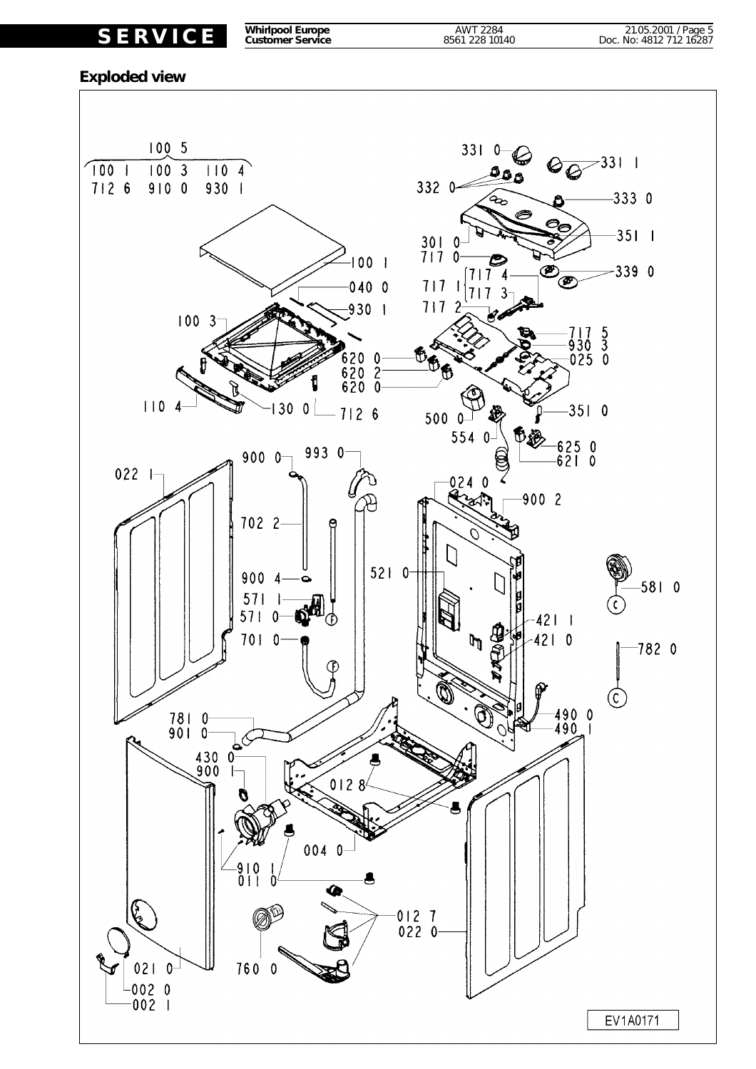## Exploded view

100 5

100 1 100 3 110 4

712 6 910 0 930 1

331 0

331 1

332 0

333 0

301 0

351 1

717 0

339 0

717 1

717 4

717 3

717 2

100 1

040 0

930 1

100 3

717 5

930 3

025 0

620 0

620 2

620 0

110 4

130 0

712 6

500 0

351 0

554 0

625 0

621 0

900 0

993 0

022 1

024 0

900 2

702 2

521 0

581 0

900 4

571 1

571 0

421 1

701 0

421 0

782 0

781 0

901 0

490 0

490 1

430 0

900 1

012 8

004 0

910 1

011 0

012 7

022 0

021 0

760 0

002 0

002 1

EV1A0171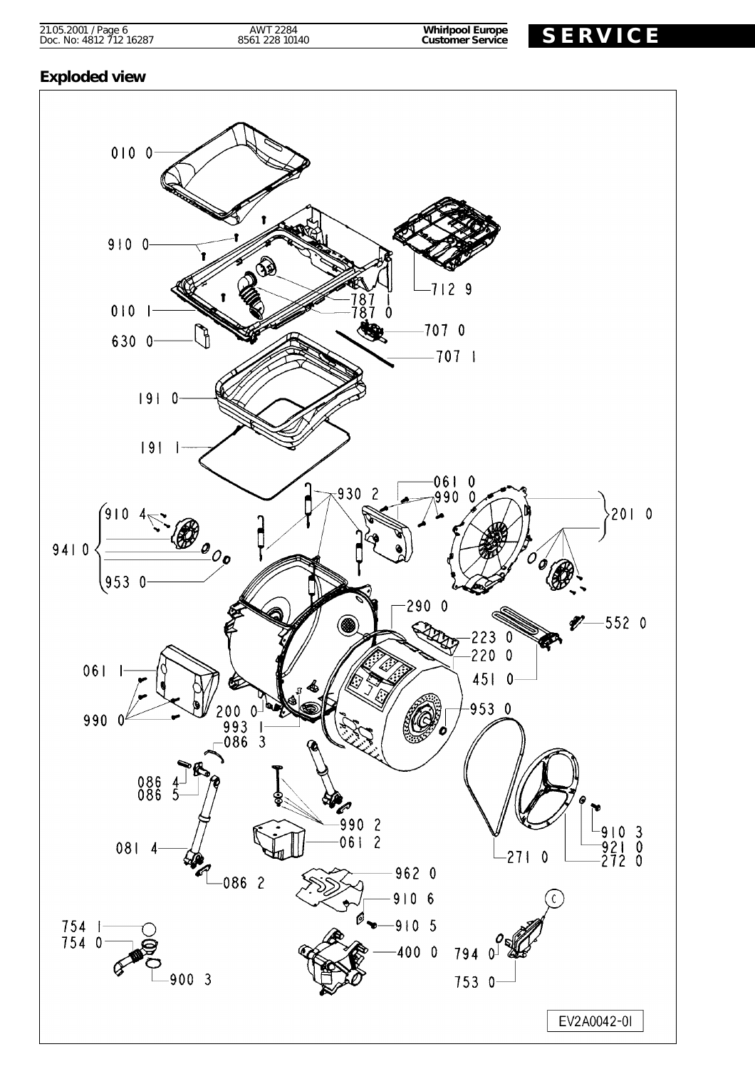## Exploded view

010 0

910 0

010 1

630 0

787 1

787 0

712 9

707 0

707 1

191 0

191 1

061 0

930 2

990 0

201 0

910 4

941 0

953 0

290 0

552 0

223 0

220 0

451 0

061 1

990 0

200 0

993 1

086 3

953 0

086 4

086 5

081 4

086 2

990 2

061 2

271 0

910 3

921 0

272 0

962 0

910 6

910 5

754 1

754 0

900 3

400 0

794 0

753 0

C

EV2A0042-0I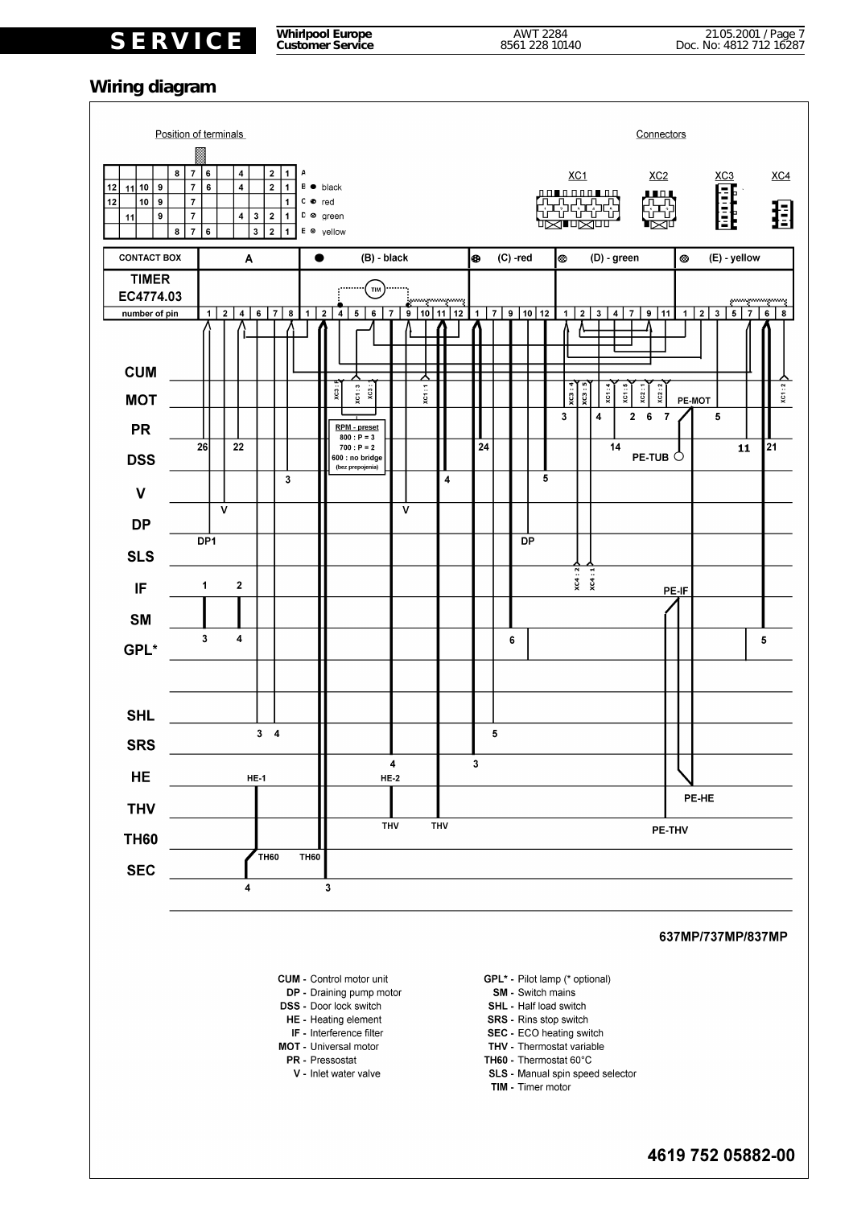## Wiring diagram

Position of terminals

Connectors

XC1 XC2 XC3 XC4

A
B ● black
C red
D green
E yellow

| CONTACT BOX | A | (B) - black | (C) -red | (D) - green | (E) - yellow |
|---|---|---|---|---|---|
| TIMER EC4774.03 | | TIM | | | |
| number of pin | 1 2 4 6 7 8 | 1 2 4 5 6 7 9 10 11 12 | 1 7 9 10 12 | 1 2 3 4 7 9 11 | 1 2 3 5 7 6 8 |

CUM
MOT
PR
DSS
V
DP
SLS
IF
SM
GPL*
SHL
SRS
HE
THV
TH60
SEC

RPM - preset
800 : P = 3
700 : P = 2
600 : no bridge
(bez prepojenia)

PE-MOT
PE-TUB
PE-IF
PE-HE
PE-THV
HE-1
HE-2
DP1
DP
THV
TH60

637MP/737MP/837MP

**CUM** - Control motor unit
**DP** - Draining pump motor
**DSS** - Door lock switch
**HE** - Heating element
**IF** - Interference filter
**MOT** - Universal motor
**PR** - Pressostat
**V** - Inlet water valve

**GPL*** - Pilot lamp (* optional)
**SM** - Switch mains
**SHL** - Half load switch
**SRS** - Rins stop switch
**SEC** - ECO heating switch
**THV** - Thermostat variable
**TH60** - Thermostat 60°C
**SLS** - Manual spin speed selector
**TIM** - Timer motor

**4619 752 05882-00**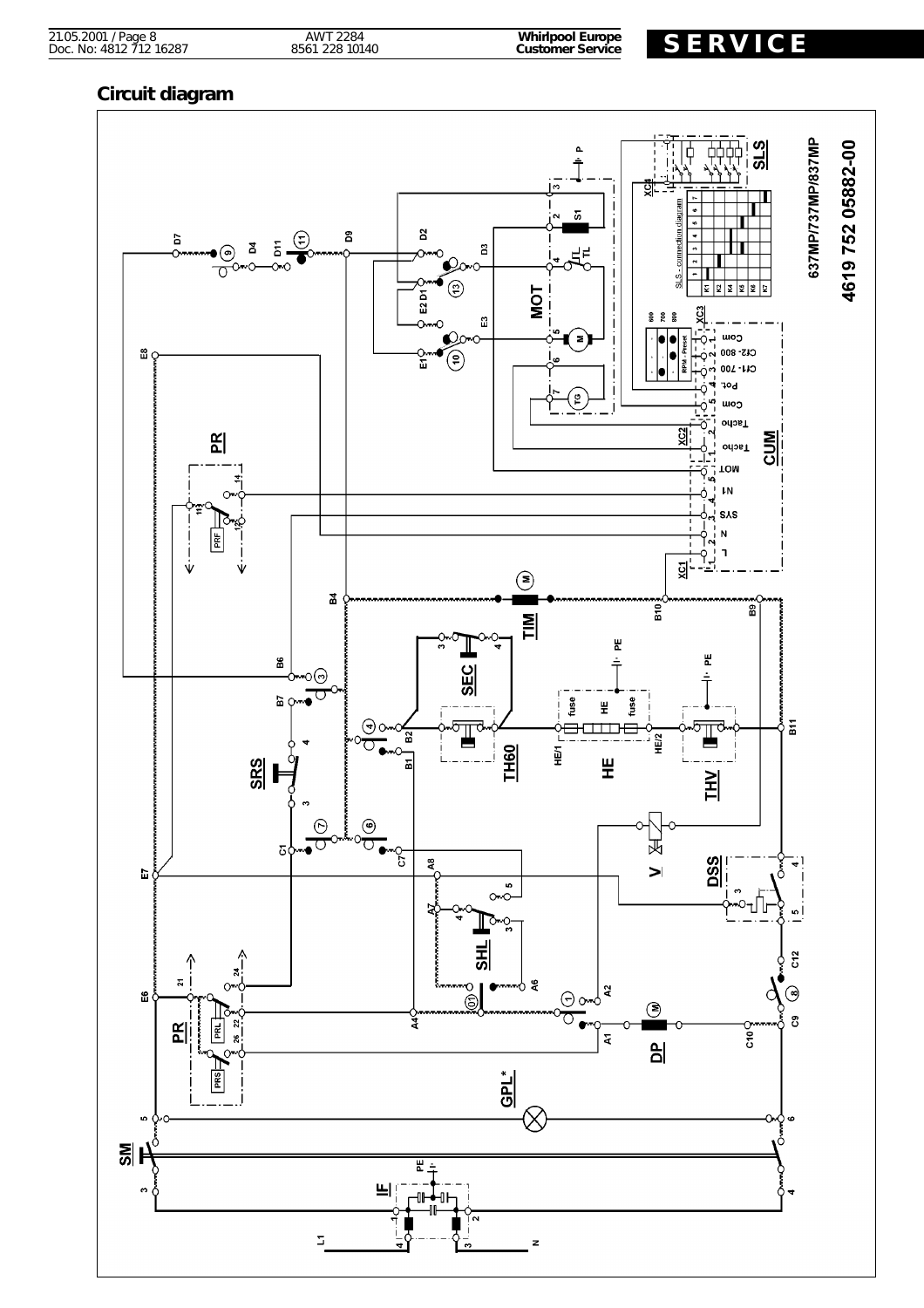## Circuit diagram

637MP/737MP/837MP

4619 752 05882-00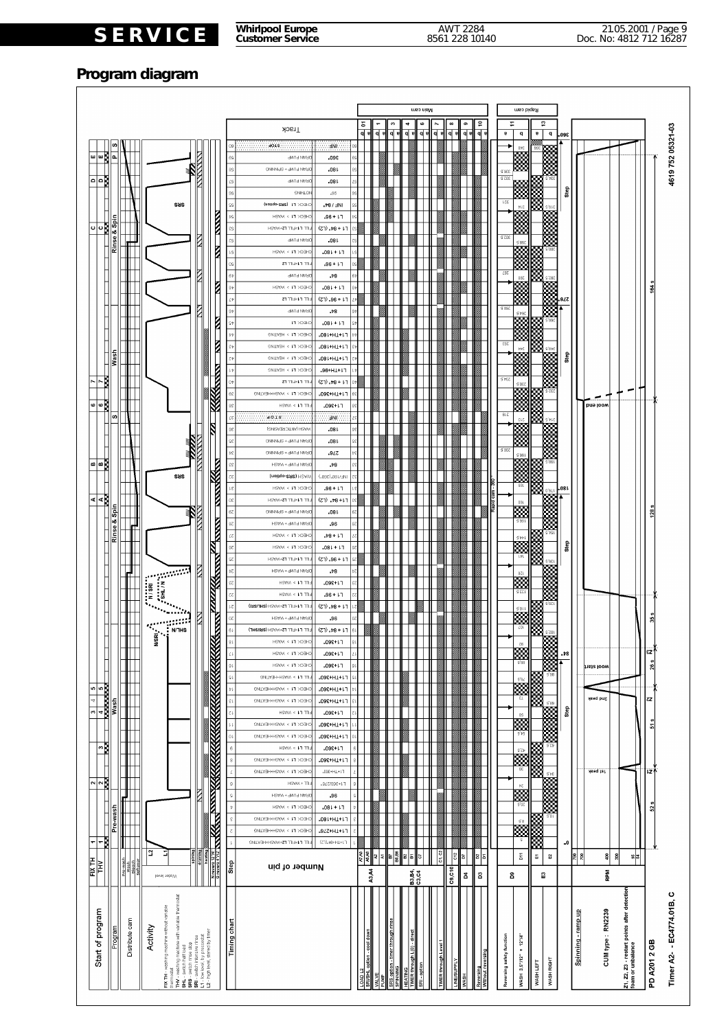# Program diagram

Start of program

Program

Distribute cam

Activity

FIX TH - washing machine without variable thermostat

THV - washing machine with variable thermostat

SHL - switch half load

SRS - switch rinse stop

SRI - switch intensive rinse

L1 - low level, stopped by pressostat

L2 - high level, stopped by timer

Pre-wash | Wash | Rinse & Spin | Wash | Rinse & Spin

Timing chart

Step

Number of pin

Track

Main cam

Rapid cam

LOAD L2 — A7,A8

SRI/SHL option - cool down — A5,A6

VALVE — A3,A4

PUMP

SRS option - timer through rinse — B7

SPINNING — B5,B6

HEATING — B3,B4, C3,C4

TIMER through L(0) - direct — B1

SRI - option — C7

TIMER through Level 1 — C1, C2

LINE/SUPPLY — C9,C10 / C12

WASH — D4

Reversing / Without reversing — D3 / D1

Reversing safety function — D9

WASH 3.5"/12" + 12"/4" — D11

WASH LEFT — E1

WASH RIGHT — E3 / E2

Spinning - ramp up

CUM type : RN2239

Z1, Z2, Z3 - restart points after detection foam or unbalance

RPM

PD A201 2 GB

Timer A2- - EC4774,01B, C

4619 752 05321-03